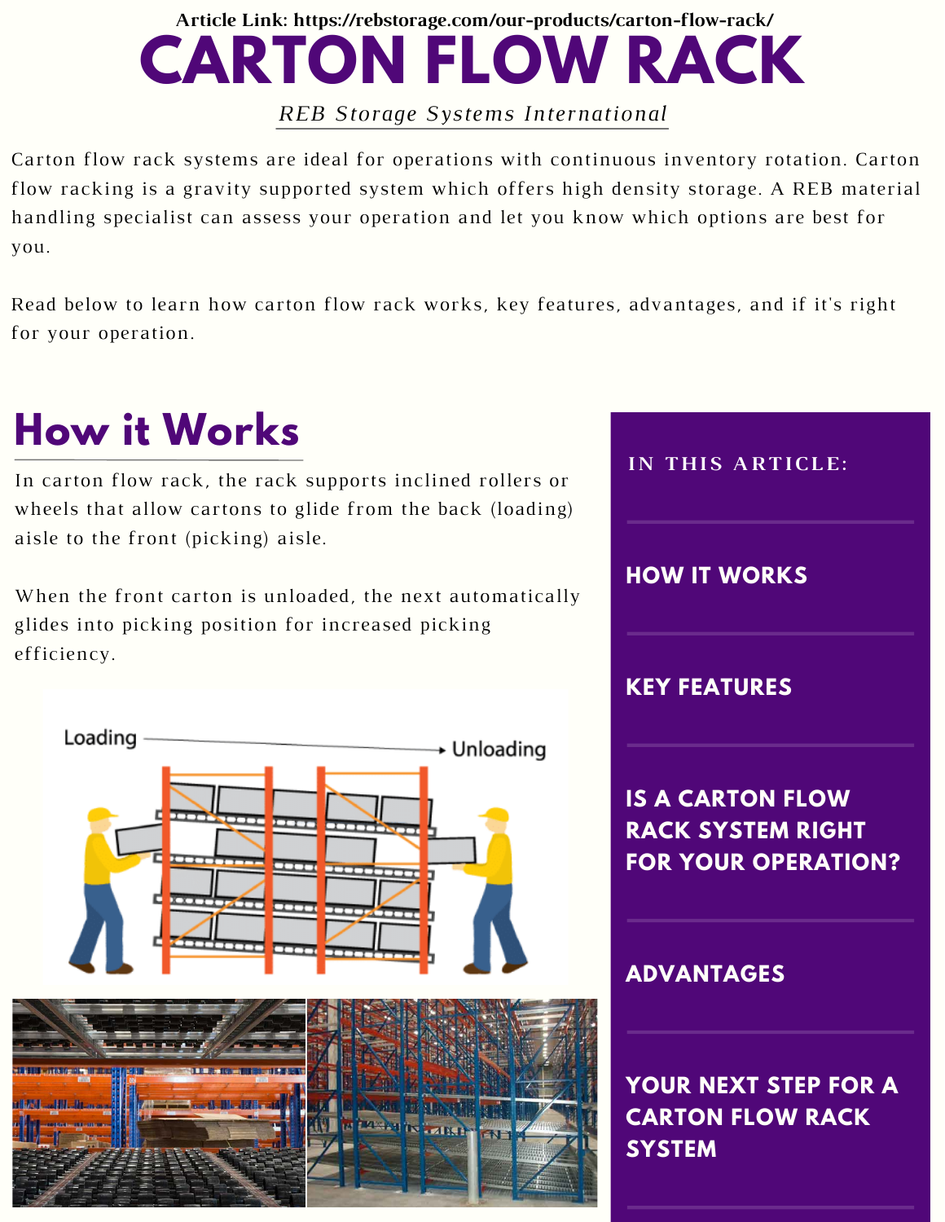Article Link: https://rebstorage.com/our-products/carton-flow-rack/

# CARTON FLOW RACK

*REB Storage Systems International*

Carton flow rack systems are ideal for operations with continuous inventory rotation. Carton flow racking is a gravity supported system which offers high density storage. A REB material handling specialist can assess your operation and let you know which options are best for you.

Read below to learn how carton flow rack works, key features, advantages, and if it's right for your operation.

## How it Works

In carton flow rack, the rack supports inclined rollers or wheels that allow cartons to glide from the back (loading) aisle to the front (picking) aisle.

When the front carton is unloaded, the next automatically glides into picking position for increased picking efficiency.

Loading → Unloading

**IN THIS ARTICLE:**

- HOW IT WORKS
- KEY FEATURES
- IS A CARTON FLOW RACK SYSTEM RIGHT FOR YOUR OPERATION?
- ADVANTAGES
- YOUR NEXT STEP FOR A CARTON FLOW RACK SYSTEM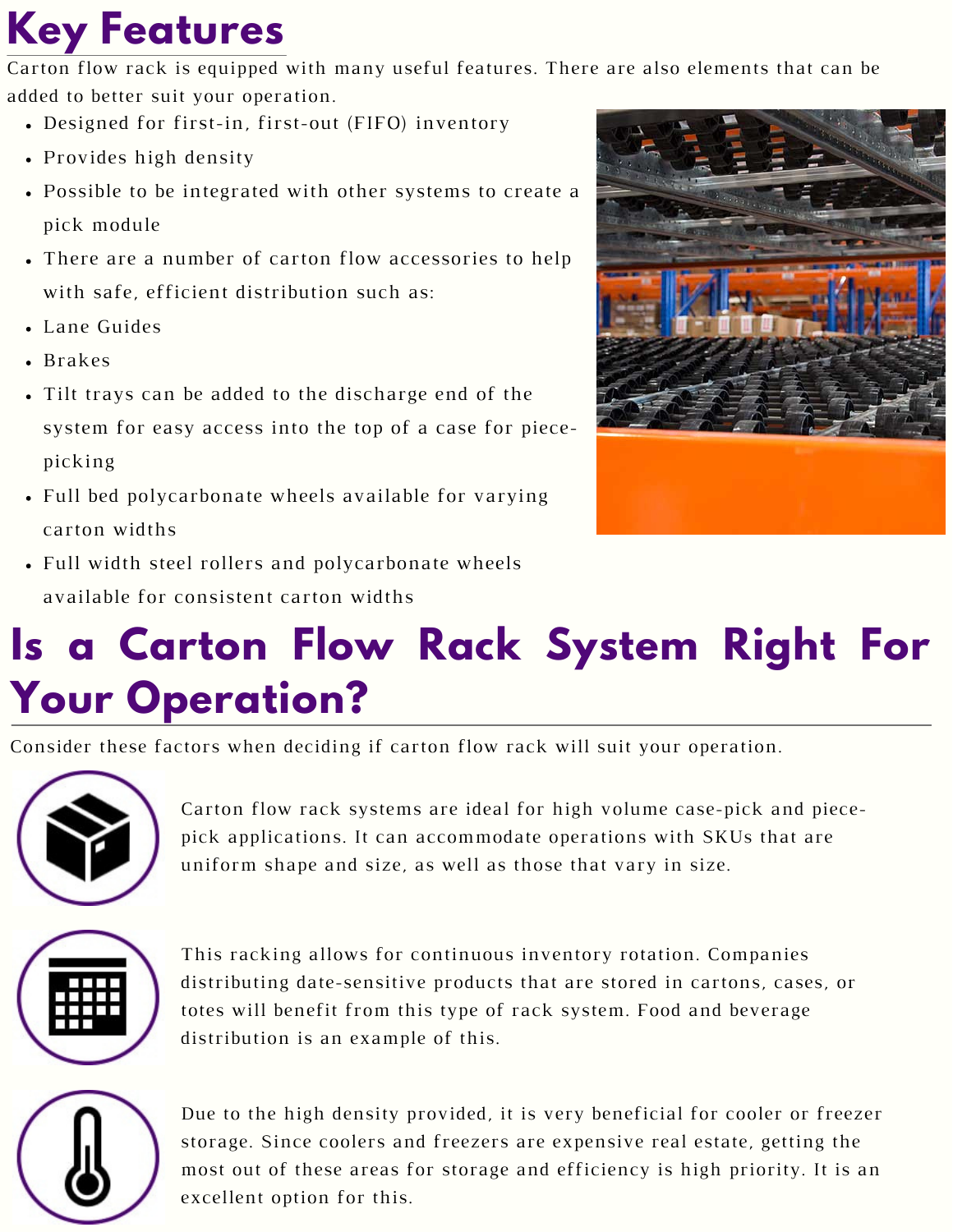# Key Features

Carton flow rack is equipped with many useful features. There are also elements that can be added to better suit your operation.

- Designed for first-in, first-out (FIFO) inventory
- Provides high density
- Possible to be integrated with other systems to create a pick module
- There are a number of carton flow accessories to help with safe, efficient distribution such as:
- Lane Guides
- Brakes
- Tilt trays can be added to the discharge end of the system for easy access into the top of a case for piece-picking
- Full bed polycarbonate wheels available for varying carton widths
- Full width steel rollers and polycarbonate wheels available for consistent carton widths

# Is a Carton Flow Rack System Right For Your Operation?

Consider these factors when deciding if carton flow rack will suit your operation.

Carton flow rack systems are ideal for high volume case-pick and piece-pick applications. It can accommodate operations with SKUs that are uniform shape and size, as well as those that vary in size.

This racking allows for continuous inventory rotation. Companies distributing date-sensitive products that are stored in cartons, cases, or totes will benefit from this type of rack system. Food and beverage distribution is an example of this.

Due to the high density provided, it is very beneficial for cooler or freezer storage. Since coolers and freezers are expensive real estate, getting the most out of these areas for storage and efficiency is high priority. It is an excellent option for this.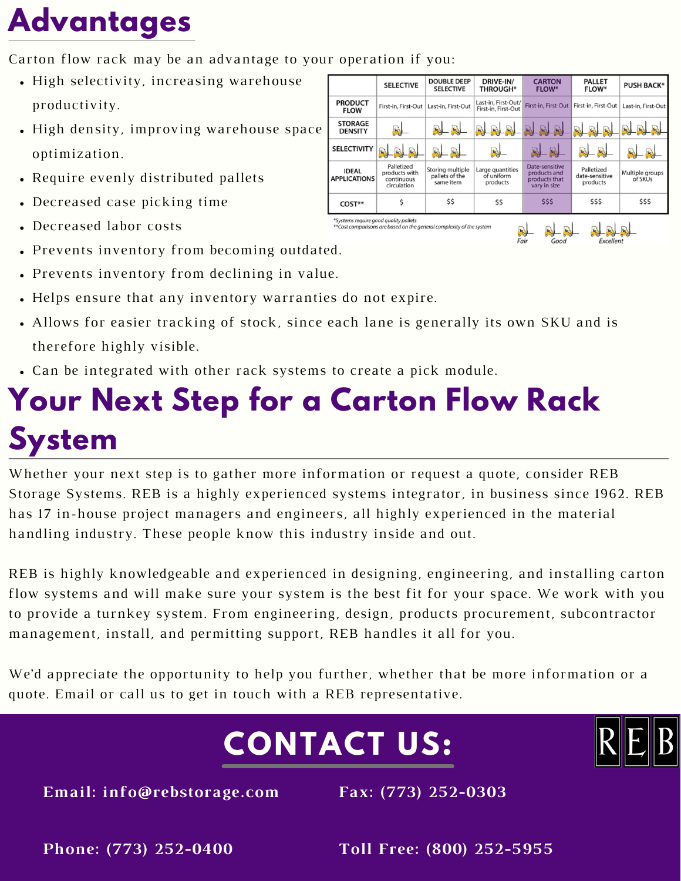# Advantages

Carton flow rack may be an advantage to your operation if you:

- High selectivity, increasing warehouse productivity.
- High density, improving warehouse space optimization.
- Require evenly distributed pallets
- Decreased case picking time
- Decreased labor costs
- Prevents inventory from becoming outdated.
- Prevents inventory from declining in value.
- Helps ensure that any inventory warranties do not expire.
- Allows for easier tracking of stock, since each lane is generally its own SKU and is therefore highly visible.
- Can be integrated with other rack systems to create a pick module.

| | SELECTIVE | DOUBLE DEEP SELECTIVE | DRIVE-IN/ THROUGH* | CARTON FLOW* | PALLET FLOW* | PUSH BACK* |
|---|---|---|---|---|---|---|
| PRODUCT FLOW | First-in, First-Out | Last-in, First-Out | Last-in, First-Out/ First-in, First-Out | First-in, First-Out | First-in, First-Out | Last-in, First-Out |
| STORAGE DENSITY | Fair | Good | Excellent | Excellent | Excellent | Excellent |
| SELECTIVITY | Excellent | Good | Fair | Good | Good | Good |
| IDEAL APPLICATIONS | Palletized products with continuous circulation | Storing multiple pallets of the same item | Large quantities of uniform products | Date-sensitive products and products that vary in size | Palletized date-sensitive products | Multiple groups of SKUs |
| COST** | $ | $$ | $$ | $$$ | $$$ | $$$ |

*Systems require good quality pallets
**Cost comparisons are based on the general complexity of the system

Fair — Good — Excellent

# Your Next Step for a Carton Flow Rack System

Whether your next step is to gather more information or request a quote, consider REB Storage Systems. REB is a highly experienced systems integrator, in business since 1962. REB has 17 in-house project managers and engineers, all highly experienced in the material handling industry. These people know this industry inside and out.

REB is highly knowledgeable and experienced in designing, engineering, and installing carton flow systems and will make sure your system is the best fit for your space. We work with you to provide a turnkey system. From engineering, design, products procurement, subcontractor management, install, and permitting support, REB handles it all for you.

We'd appreciate the opportunity to help you further, whether that be more information or a quote. Email or call us to get in touch with a REB representative.

## CONTACT US:

REB

**Email: info@rebstorage.com**

**Fax: (773) 252-0303**

**Phone: (773) 252-0400**

**Toll Free: (800) 252-5955**